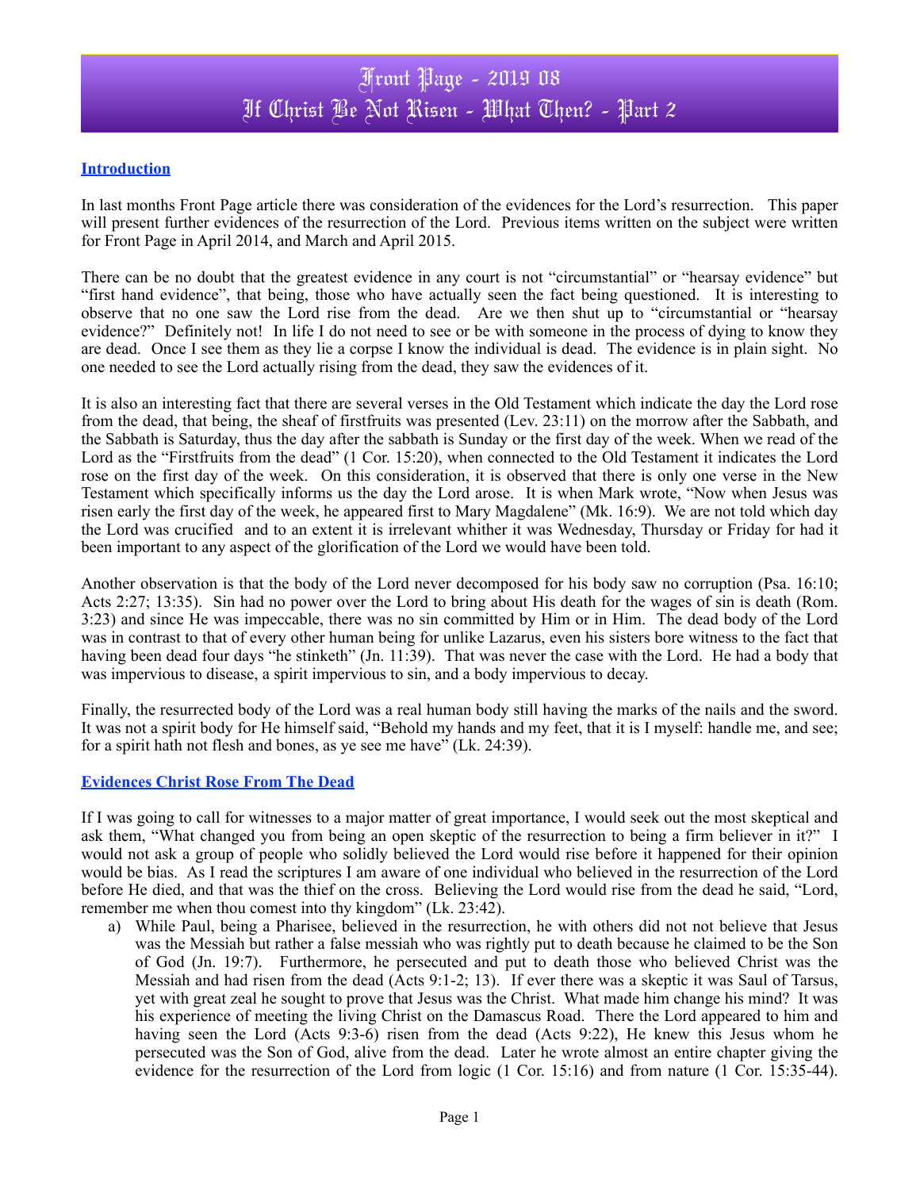# Front Page - 2019 08
# If Christ Be Not Risen - What Then? - Part 2

## Introduction

In last months Front Page article there was consideration of the evidences for the Lord's resurrection. This paper will present further evidences of the resurrection of the Lord. Previous items written on the subject were written for Front Page in April 2014, and March and April 2015.

There can be no doubt that the greatest evidence in any court is not "circumstantial" or "hearsay evidence" but "first hand evidence", that being, those who have actually seen the fact being questioned. It is interesting to observe that no one saw the Lord rise from the dead. Are we then shut up to "circumstantial or "hearsay evidence?" Definitely not! In life I do not need to see or be with someone in the process of dying to know they are dead. Once I see them as they lie a corpse I know the individual is dead. The evidence is in plain sight. No one needed to see the Lord actually rising from the dead, they saw the evidences of it.

It is also an interesting fact that there are several verses in the Old Testament which indicate the day the Lord rose from the dead, that being, the sheaf of firstfruits was presented (Lev. 23:11) on the morrow after the Sabbath, and the Sabbath is Saturday, thus the day after the sabbath is Sunday or the first day of the week. When we read of the Lord as the "Firstfruits from the dead" (1 Cor. 15:20), when connected to the Old Testament it indicates the Lord rose on the first day of the week. On this consideration, it is observed that there is only one verse in the New Testament which specifically informs us the day the Lord arose. It is when Mark wrote, "Now when Jesus was risen early the first day of the week, he appeared first to Mary Magdalene" (Mk. 16:9). We are not told which day the Lord was crucified and to an extent it is irrelevant whither it was Wednesday, Thursday or Friday for had it been important to any aspect of the glorification of the Lord we would have been told.

Another observation is that the body of the Lord never decomposed for his body saw no corruption (Psa. 16:10; Acts 2:27; 13:35). Sin had no power over the Lord to bring about His death for the wages of sin is death (Rom. 3:23) and since He was impeccable, there was no sin committed by Him or in Him. The dead body of the Lord was in contrast to that of every other human being for unlike Lazarus, even his sisters bore witness to the fact that having been dead four days "he stinketh" (Jn. 11:39). That was never the case with the Lord. He had a body that was impervious to disease, a spirit impervious to sin, and a body impervious to decay.

Finally, the resurrected body of the Lord was a real human body still having the marks of the nails and the sword. It was not a spirit body for He himself said, "Behold my hands and my feet, that it is I myself: handle me, and see; for a spirit hath not flesh and bones, as ye see me have" (Lk. 24:39).

## Evidences Christ Rose From The Dead

If I was going to call for witnesses to a major matter of great importance, I would seek out the most skeptical and ask them, "What changed you from being an open skeptic of the resurrection to being a firm believer in it?" I would not ask a group of people who solidly believed the Lord would rise before it happened for their opinion would be bias. As I read the scriptures I am aware of one individual who believed in the resurrection of the Lord before He died, and that was the thief on the cross. Believing the Lord would rise from the dead he said, "Lord, remember me when thou comest into thy kingdom" (Lk. 23:42).

a) While Paul, being a Pharisee, believed in the resurrection, he with others did not not believe that Jesus was the Messiah but rather a false messiah who was rightly put to death because he claimed to be the Son of God (Jn. 19:7). Furthermore, he persecuted and put to death those who believed Christ was the Messiah and had risen from the dead (Acts 9:1-2; 13). If ever there was a skeptic it was Saul of Tarsus, yet with great zeal he sought to prove that Jesus was the Christ. What made him change his mind? It was his experience of meeting the living Christ on the Damascus Road. There the Lord appeared to him and having seen the Lord (Acts 9:3-6) risen from the dead (Acts 9:22), He knew this Jesus whom he persecuted was the Son of God, alive from the dead. Later he wrote almost an entire chapter giving the evidence for the resurrection of the Lord from logic (1 Cor. 15:16) and from nature (1 Cor. 15:35-44).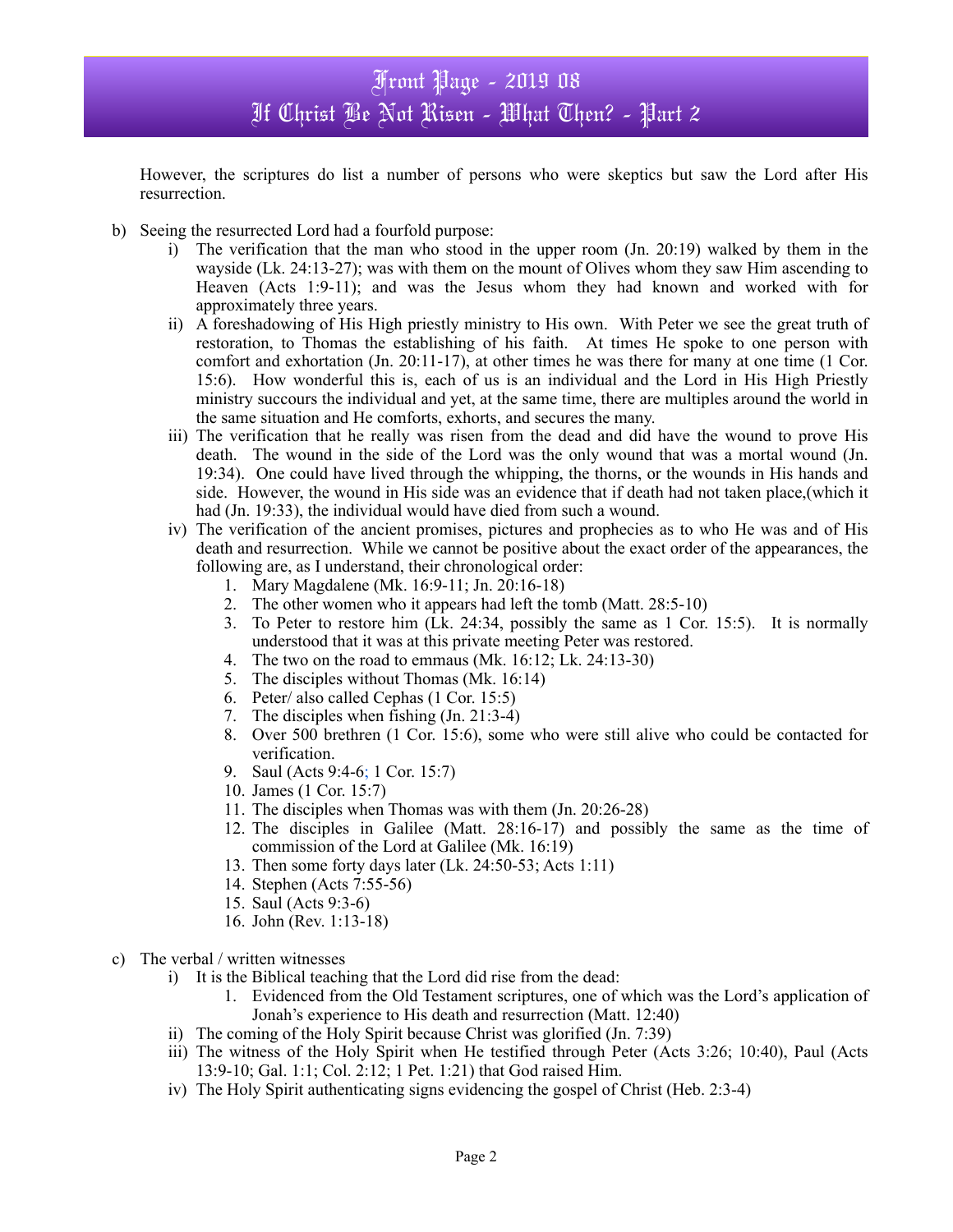However, the scriptures do list a number of persons who were skeptics but saw the Lord after His resurrection.

b) Seeing the resurrected Lord had a fourfold purpose:
   i) The verification that the man who stood in the upper room (Jn. 20:19) walked by them in the wayside (Lk. 24:13-27); was with them on the mount of Olives whom they saw Him ascending to Heaven (Acts 1:9-11); and was the Jesus whom they had known and worked with for approximately three years.
   ii) A foreshadowing of His High priestly ministry to His own. With Peter we see the great truth of restoration, to Thomas the establishing of his faith. At times He spoke to one person with comfort and exhortation (Jn. 20:11-17), at other times he was there for many at one time (1 Cor. 15:6). How wonderful this is, each of us is an individual and the Lord in His High Priestly ministry succours the individual and yet, at the same time, there are multiples around the world in the same situation and He comforts, exhorts, and secures the many.
   iii) The verification that he really was risen from the dead and did have the wound to prove His death. The wound in the side of the Lord was the only wound that was a mortal wound (Jn. 19:34). One could have lived through the whipping, the thorns, or the wounds in His hands and side. However, the wound in His side was an evidence that if death had not taken place,(which it had (Jn. 19:33), the individual would have died from such a wound.
   iv) The verification of the ancient promises, pictures and prophecies as to who He was and of His death and resurrection. While we cannot be positive about the exact order of the appearances, the following are, as I understand, their chronological order:
      1. Mary Magdalene (Mk. 16:9-11; Jn. 20:16-18)
      2. The other women who it appears had left the tomb (Matt. 28:5-10)
      3. To Peter to restore him (Lk. 24:34, possibly the same as 1 Cor. 15:5). It is normally understood that it was at this private meeting Peter was restored.
      4. The two on the road to emmaus (Mk. 16:12; Lk. 24:13-30)
      5. The disciples without Thomas (Mk. 16:14)
      6. Peter/ also called Cephas (1 Cor. 15:5)
      7. The disciples when fishing (Jn. 21:3-4)
      8. Over 500 brethren (1 Cor. 15:6), some who were still alive who could be contacted for verification.
      9. Saul (Acts 9:4-6; 1 Cor. 15:7)
      10. James (1 Cor. 15:7)
      11. The disciples when Thomas was with them (Jn. 20:26-28)
      12. The disciples in Galilee (Matt. 28:16-17) and possibly the same as the time of commission of the Lord at Galilee (Mk. 16:19)
      13. Then some forty days later (Lk. 24:50-53; Acts 1:11)
      14. Stephen (Acts 7:55-56)
      15. Saul (Acts 9:3-6)
      16. John (Rev. 1:13-18)

c) The verbal / written witnesses
   i) It is the Biblical teaching that the Lord did rise from the dead:
      1. Evidenced from the Old Testament scriptures, one of which was the Lord's application of Jonah's experience to His death and resurrection (Matt. 12:40)
   ii) The coming of the Holy Spirit because Christ was glorified (Jn. 7:39)
   iii) The witness of the Holy Spirit when He testified through Peter (Acts 3:26; 10:40), Paul (Acts 13:9-10; Gal. 1:1; Col. 2:12; 1 Pet. 1:21) that God raised Him.
   iv) The Holy Spirit authenticating signs evidencing the gospel of Christ (Heb. 2:3-4)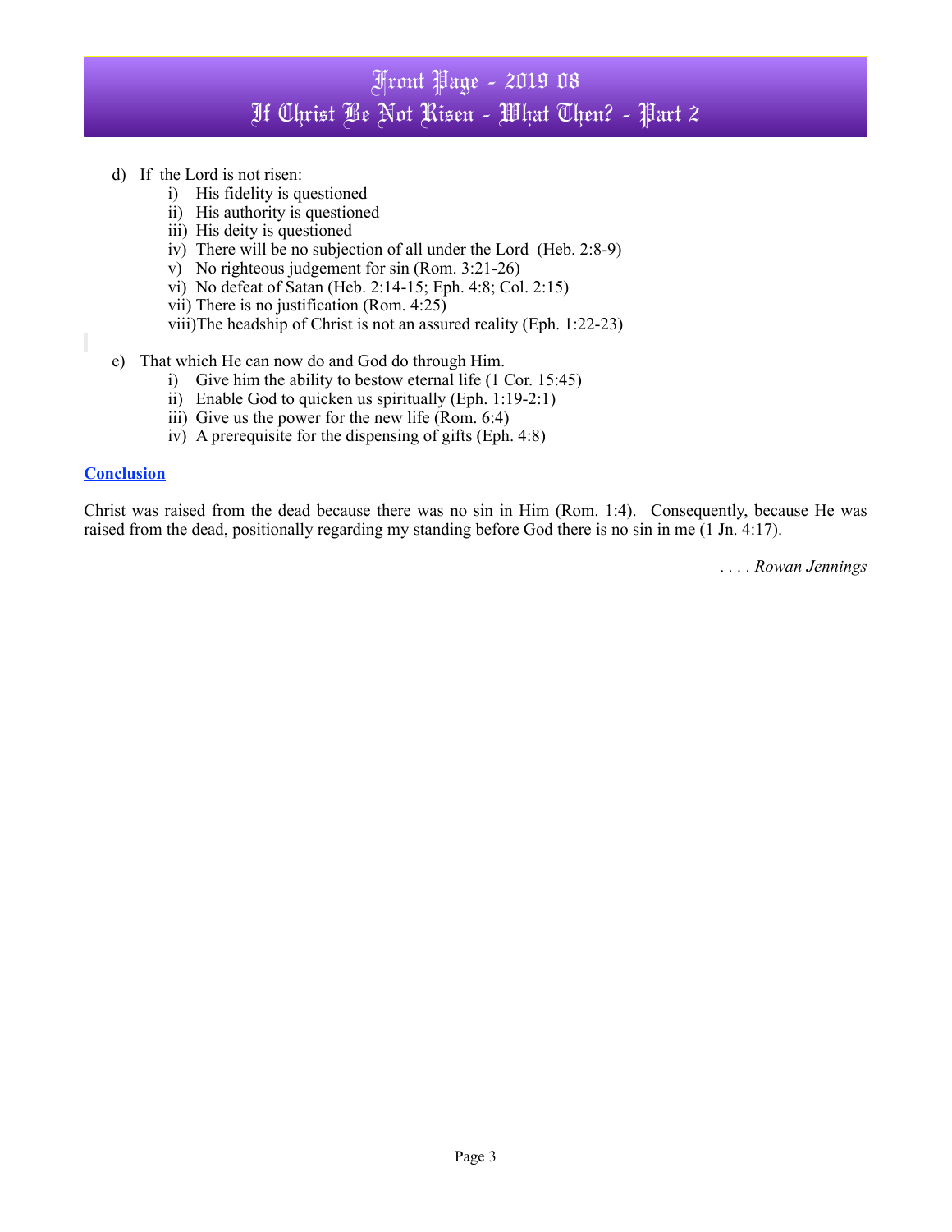d) If the Lord is not risen:
   i) His fidelity is questioned
   ii) His authority is questioned
   iii) His deity is questioned
   iv) There will be no subjection of all under the Lord (Heb. 2:8-9)
   v) No righteous judgement for sin (Rom. 3:21-26)
   vi) No defeat of Satan (Heb. 2:14-15; Eph. 4:8; Col. 2:15)
   vii) There is no justification (Rom. 4:25)
   viii) The headship of Christ is not an assured reality (Eph. 1:22-23)

e) That which He can now do and God do through Him.
   i) Give him the ability to bestow eternal life (1 Cor. 15:45)
   ii) Enable God to quicken us spiritually (Eph. 1:19-2:1)
   iii) Give us the power for the new life (Rom. 6:4)
   iv) A prerequisite for the dispensing of gifts (Eph. 4:8)

## Conclusion

Christ was raised from the dead because there was no sin in Him (Rom. 1:4). Consequently, because He was raised from the dead, positionally regarding my standing before God there is no sin in me (1 Jn. 4:17).

. . . . *Rowan Jennings*